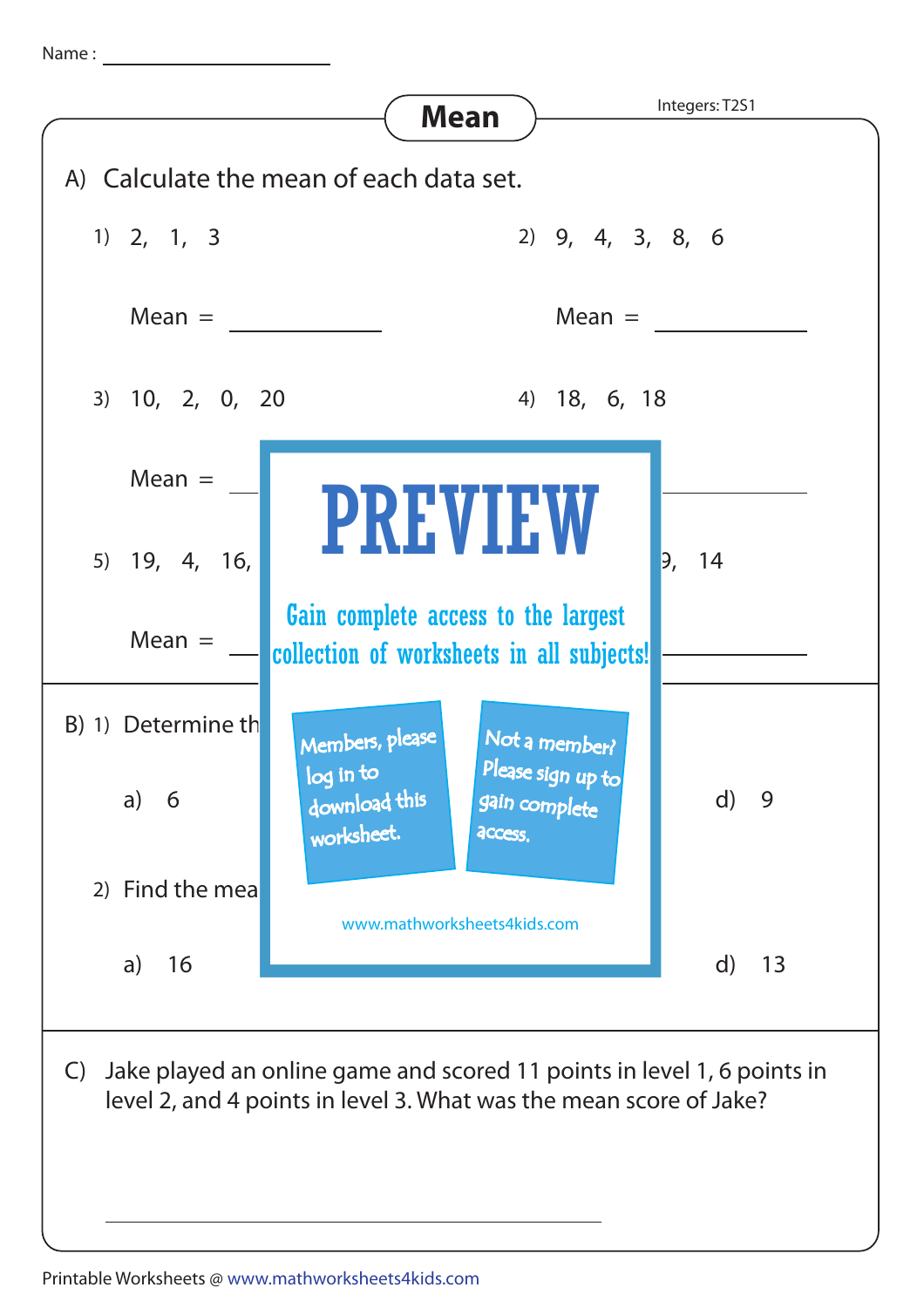Name : ____________________

# Mean

Integers: T2S1

A) Calculate the mean of each data set.

1) 2, 1, 3

Mean = __________

2) 9, 4, 3, 8, 6

Mean = __________

3) 10, 2, 0, 20

Mean = __________

4) 18, 6, 18

5) 19, 4, 16,

Mean = __________

9, 14

PREVIEW

Gain complete access to the largest collection of worksheets in all subjects!

Members, please log in to download this worksheet.

Not a member? Please sign up to gain complete access.

www.mathworksheets4kids.com

B) 1) Determine th

a) 6

d) 9

2) Find the mea

a) 16

d) 13

C) Jake played an online game and scored 11 points in level 1, 6 points in level 2, and 4 points in level 3. What was the mean score of Jake?

__________________________________________

Printable Worksheets @ www.mathworksheets4kids.com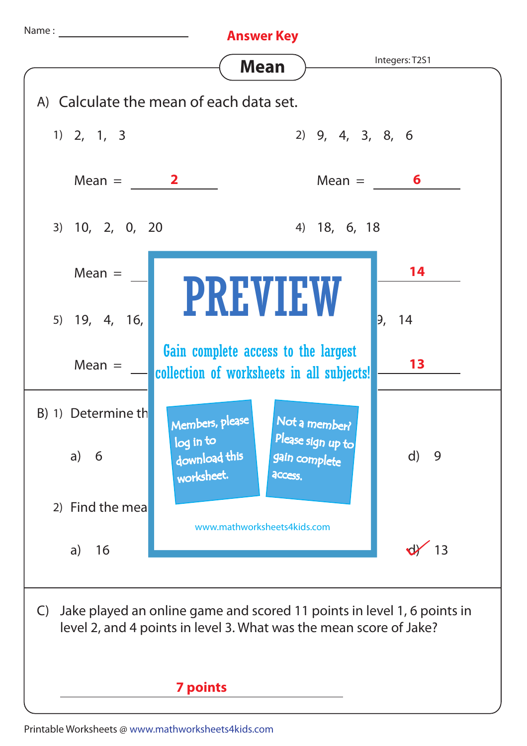Name : ____________________

**Answer Key**

# Mean

Integers: T2S1

A) Calculate the mean of each data set.

1) 2, 1, 3

Mean = **2**

2) 9, 4, 3, 8, 6

Mean = **6**

3) 10, 2, 0, 20

Mean = 

4) 18, 6, 18

**14**

5) 19, 4, 16,

9, 14

Mean = 

**13**

PREVIEW

Gain complete access to the largest collection of worksheets in all subjects!

Members, please log in to download this worksheet.

Not a member? Please sign up to gain complete access.

www.mathworksheets4kids.com

B) 1) Determine th

a) 6

d) 9

2) Find the mea

a) 16

d) 13

C) Jake played an online game and scored 11 points in level 1, 6 points in level 2, and 4 points in level 3. What was the mean score of Jake?

**7 points**

Printable Worksheets @ www.mathworksheets4kids.com